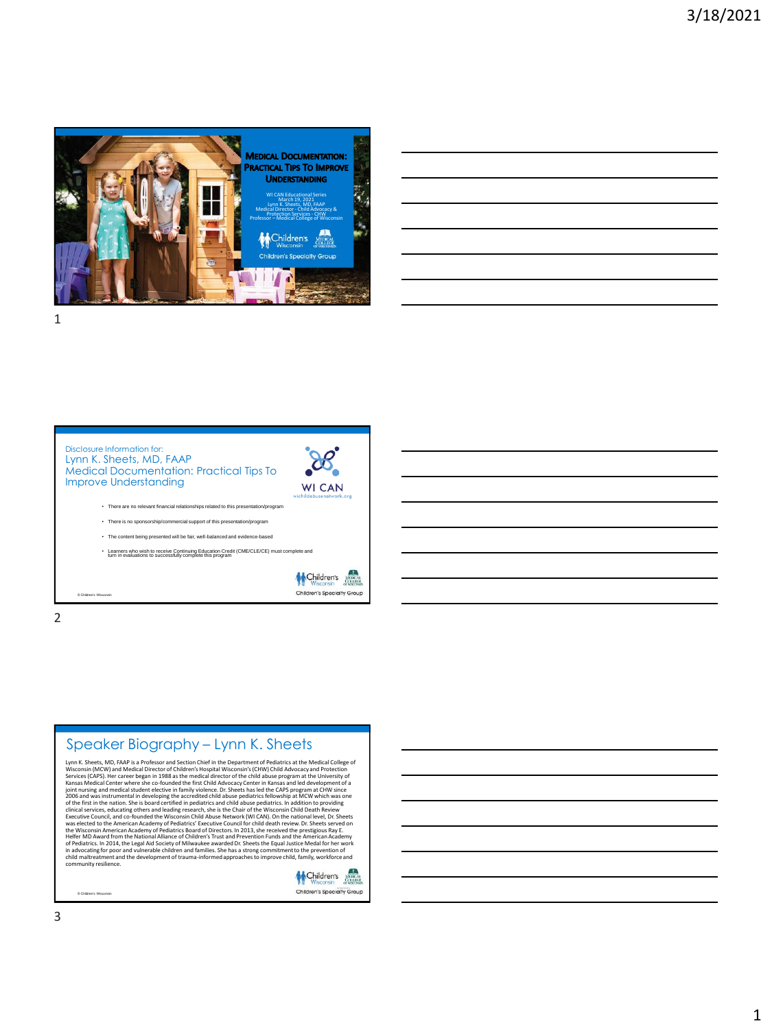# Medical Documentation: Practical Tips To Improve Understanding

WI CAN Educational Series
March 19, 2021
Lynn K. Sheets, MD, FAAP
Medical Director - Child Advocacy & Protection Services - CHW
Professor – Medical College of Wisconsin

Children's Wisconsin | Medical College of Wisconsin
Children's Specialty Group

---

Disclosure Information for:
Lynn K. Sheets, MD, FAAP
Medical Documentation: Practical Tips To Improve Understanding

WI CAN
wichildabusenetwork.org

- There are no relevant financial relationships related to this presentation/program
- There is no sponsorship/commercial support of this presentation/program
- The content being presented will be fair, well-balanced and evidence-based
- Learners who wish to receive Continuing Education Credit (CME/CLE/CE) must complete and turn in evaluations to successfully complete this program

© Children's Wisconsin

Children's Wisconsin | Medical College of Wisconsin
Children's Specialty Group

---

## Speaker Biography – Lynn K. Sheets

Lynn K. Sheets, MD, FAAP is a Professor and Section Chief in the Department of Pediatrics at the Medical College of Wisconsin (MCW) and Medical Director of Children's Hospital Wisconsin's (CHW) Child Advocacy and Protection Services (CAPS). Her career began in 1988 as the medical director of the child abuse program at the University of Kansas Medical Center where she co-founded the first Child Advocacy Center in Kansas and led development of a joint nursing and medical student elective in family violence. Dr. Sheets has led the CAPS program at CHW since 2006 and was instrumental in developing the accredited child abuse pediatrics fellowship at MCW which was one of the first in the nation. She is board certified in pediatrics and child abuse pediatrics. In addition to providing clinical services, educating others and leading research, she is the Chair of the Wisconsin Child Death Review Executive Council, and co-founded the Wisconsin Child Abuse Network (WI CAN). On the national level, Dr. Sheets was elected to the American Academy of Pediatrics' Executive Council for child death review. Dr. Sheets served on the Wisconsin American Academy of Pediatrics Board of Directors. In 2013, she received the prestigious Ray E. Helfer MD Award from the National Alliance of Children's Trust and Prevention Funds and the American Academy of Pediatrics. In 2014, the Legal Aid Society of Milwaukee awarded Dr. Sheets the Equal Justice Medal for her work in advocating for poor and vulnerable children and families. She has a strong commitment to the prevention of child maltreatment and the development of trauma-informed approaches to improve child, family, workforce and community resilience.

© Children's Wisconsin

Children's Wisconsin | Medical College of Wisconsin
Children's Specialty Group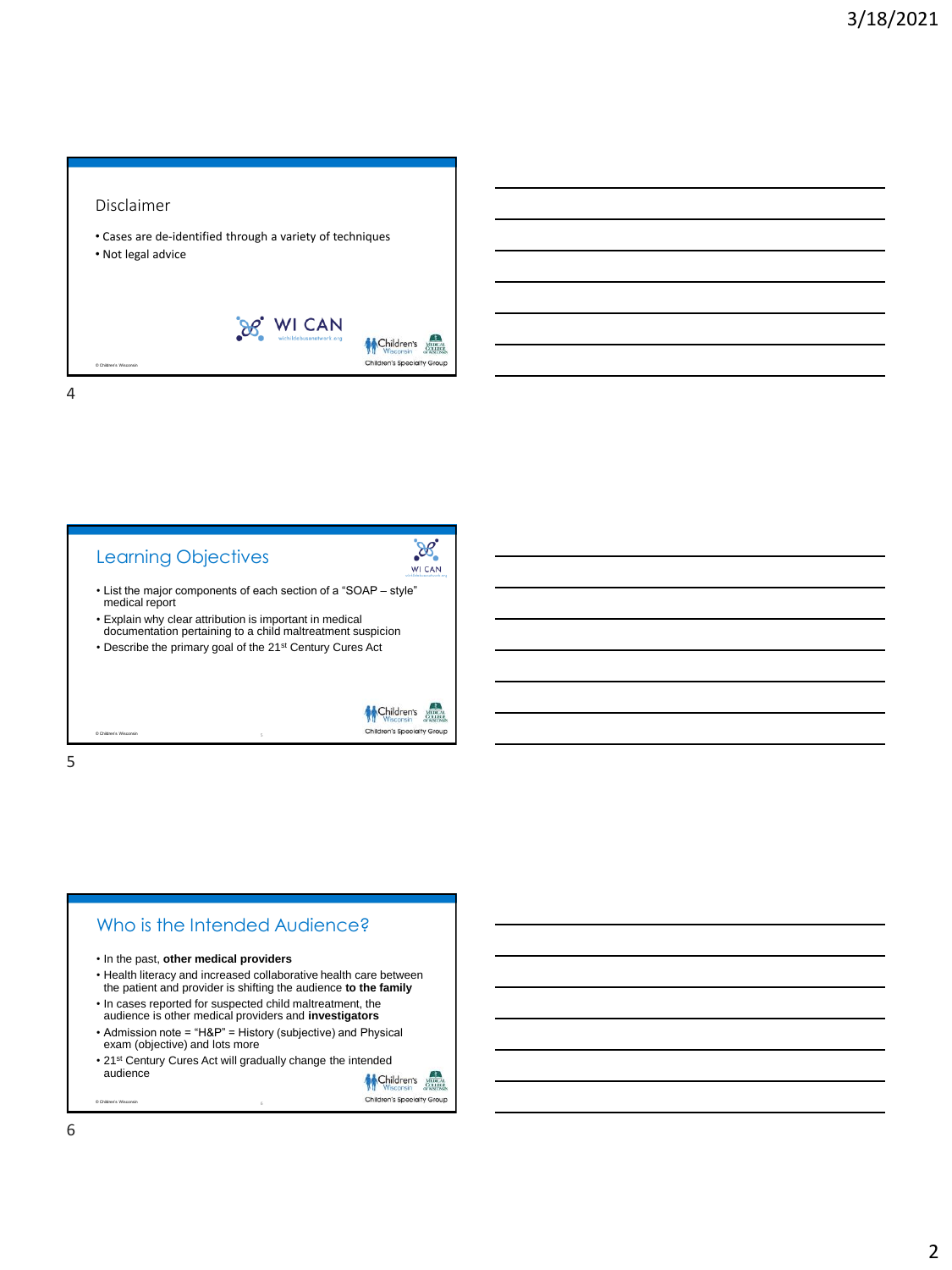## Disclaimer

- Cases are de-identified through a variety of techniques
- Not legal advice

## Learning Objectives

- List the major components of each section of a "SOAP – style" medical report
- Explain why clear attribution is important in medical documentation pertaining to a child maltreatment suspicion
- Describe the primary goal of the 21st Century Cures Act

## Who is the Intended Audience?

- In the past, **other medical providers**
- Health literacy and increased collaborative health care between the patient and provider is shifting the audience **to the family**
- In cases reported for suspected child maltreatment, the audience is other medical providers and **investigators**
- Admission note = "H&P" = History (subjective) and Physical exam (objective) and lots more
- 21st Century Cures Act will gradually change the intended audience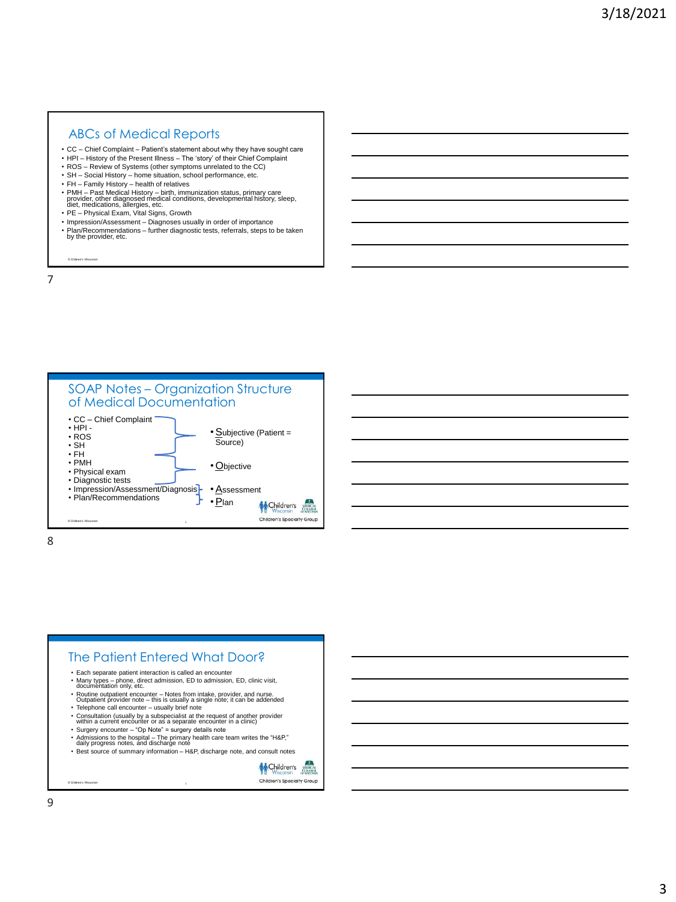## ABCs of Medical Reports

- CC – Chief Complaint – Patient's statement about why they have sought care
- HPI – History of the Present Illness – The 'story' of their Chief Complaint
- ROS – Review of Systems (other symptoms unrelated to the CC)
- SH – Social History – home situation, school performance, etc.
- FH – Family History – health of relatives
- PMH – Past Medical History – birth, immunization status, primary care provider, other diagnosed medical conditions, developmental history, sleep, diet, medications, allergies, etc.
- PE – Physical Exam, Vital Signs, Growth
- Impression/Assessment – Diagnoses usually in order of importance
- Plan/Recommendations – further diagnostic tests, referrals, steps to be taken by the provider, etc.

© Children's Wisconsin

## SOAP Notes – Organization Structure of Medical Documentation

- CC – Chief Complaint
- HPI -
- ROS
- SH
- FH
- PMH
- Physical exam
- Diagnostic tests
- Impression/Assessment/Diagnosis
- Plan/Recommendations

- Subjective (Patient = Source)
- Objective
- Assessment
- Plan

© Children's Wisconsin

Children's Wisconsin | Medical College of Wisconsin | Children's Specialty Group

## The Patient Entered What Door?

- Each separate patient interaction is called an encounter
- Many types – phone, direct admission, ED to admission, ED, clinic visit, documentation only, etc.
- Routine outpatient encounter – Notes from intake, provider, and nurse. Outpatient provider note – this is usually a single note; it can be addended
- Telephone call encounter – usually brief note
- Consultation (usually by a subspecialist at the request of another provider within a current encounter or as a separate encounter in a clinic)
- Surgery encounter – "Op Note" = surgery details note
- Admissions to the hospital – The primary health care team writes the "H&P," daily progress notes, and discharge note
- Best source of summary information – H&P, discharge note, and consult notes

© Children's Wisconsin

Children's Wisconsin | Medical College of Wisconsin | Children's Specialty Group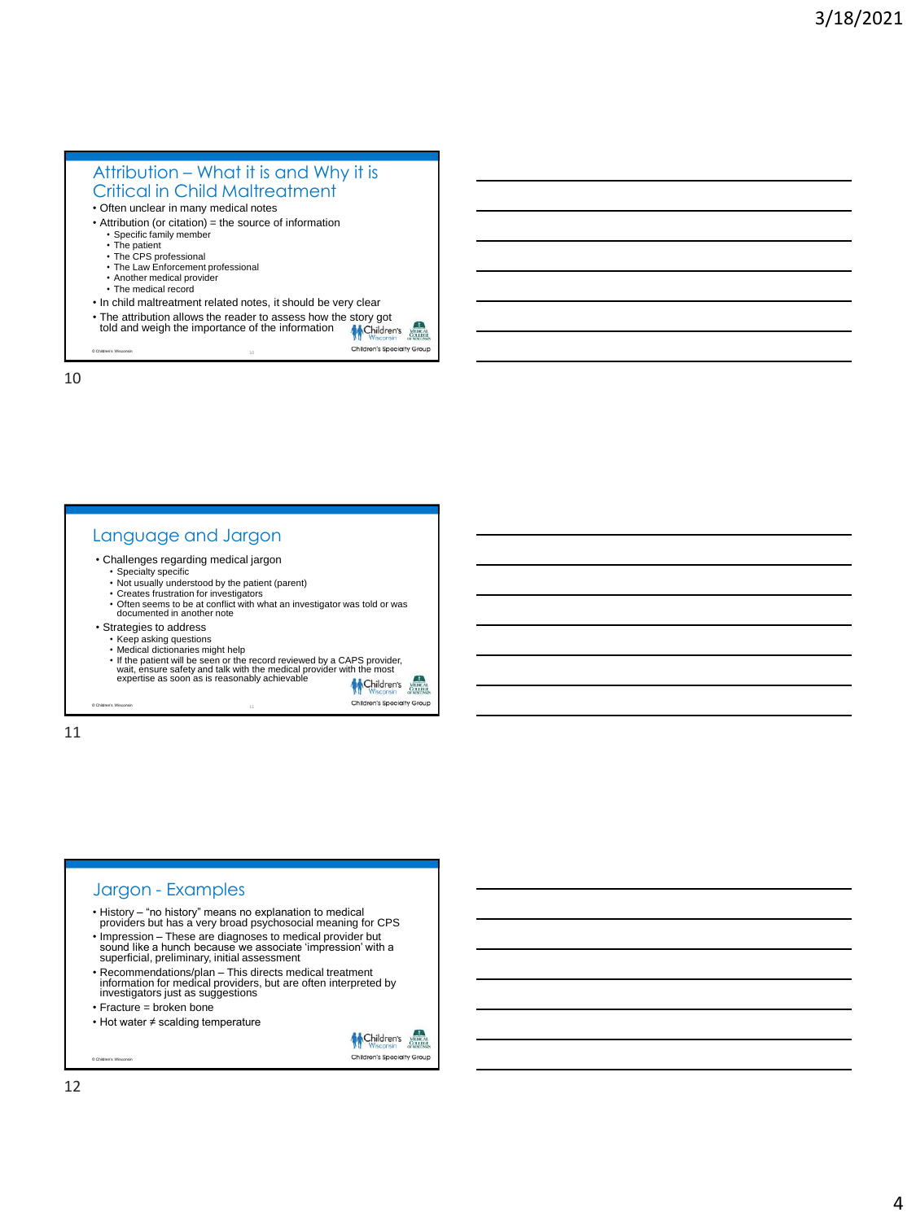## Attribution – What it is and Why it is Critical in Child Maltreatment

- Often unclear in many medical notes
- Attribution (or citation) = the source of information
  - Specific family member
  - The patient
  - The CPS professional
  - The Law Enforcement professional
  - Another medical provider
  - The medical record
- In child maltreatment related notes, it should be very clear
- The attribution allows the reader to assess how the story got told and weigh the importance of the information

## Language and Jargon

- Challenges regarding medical jargon
  - Specialty specific
  - Not usually understood by the patient (parent)
  - Creates frustration for investigators
  - Often seems to be at conflict with what an investigator was told or was documented in another note
- Strategies to address
  - Keep asking questions
  - Medical dictionaries might help
  - If the patient will be seen or the record reviewed by a CAPS provider, wait, ensure safety and talk with the medical provider with the most expertise as soon as is reasonably achievable

## Jargon - Examples

- History – "no history" means no explanation to medical providers but has a very broad psychosocial meaning for CPS
- Impression – These are diagnoses to medical provider but sound like a hunch because we associate 'impression' with a superficial, preliminary, initial assessment
- Recommendations/plan – This directs medical treatment information for medical providers, but are often interpreted by investigators just as suggestions
- Fracture = broken bone
- Hot water ≠ scalding temperature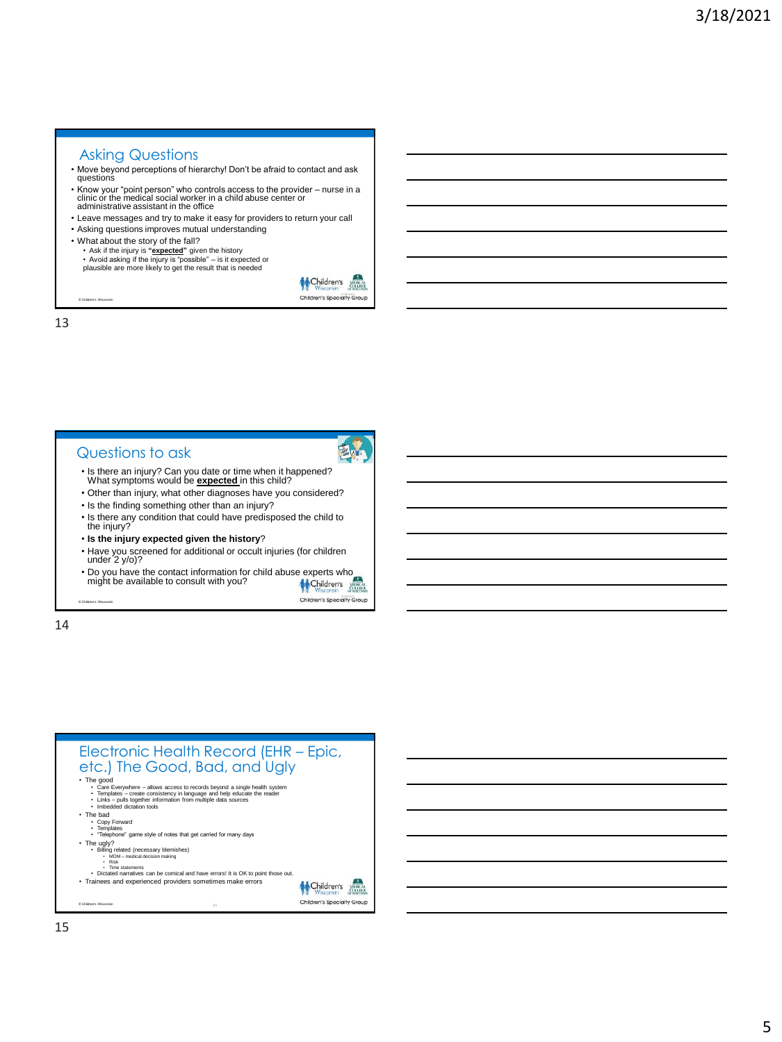## Asking Questions

- Move beyond perceptions of hierarchy! Don't be afraid to contact and ask questions
- Know your "point person" who controls access to the provider – nurse in a clinic or the medical social worker in a child abuse center or administrative assistant in the office
- Leave messages and try to make it easy for providers to return your call
- Asking questions improves mutual understanding
- What about the story of the fall?
  - Ask if the injury is **"expected"** given the history
  - Avoid asking if the injury is "possible" – is it expected or plausible are more likely to get the result that is needed

© Children's Wisconsin

13

## Questions to ask

- Is there an injury? Can you date or time when it happened? What symptoms would be **expected** in this child?
- Other than injury, what other diagnoses have you considered?
- Is the finding something other than an injury?
- Is there any condition that could have predisposed the child to the injury?
- **Is the injury expected given the history**?
- Have you screened for additional or occult injuries (for children under 2 y/o)?
- Do you have the contact information for child abuse experts who might be available to consult with you?

© Children's Wisconsin

14

## Electronic Health Record (EHR – Epic, etc.) The Good, Bad, and Ugly

- The good
  - Care Everywhere – allows access to records beyond a single health system
  - Templates – create consistency in language and help educate the reader
  - Links – pulls together information from multiple data sources
  - Imbedded dictation tools
- The bad
  - Copy Forward
  - Templates
  - "Telephone" game style of notes that get carried for many days
- The ugly?
  - Billing related (necessary blemishes)
    - MDM – medical decision making
    - Risk
    - Time statements
  - Dictated narratives can be comical and have errors! It is OK to point those out.
- Trainees and experienced providers sometimes make errors

© Children's Wisconsin

15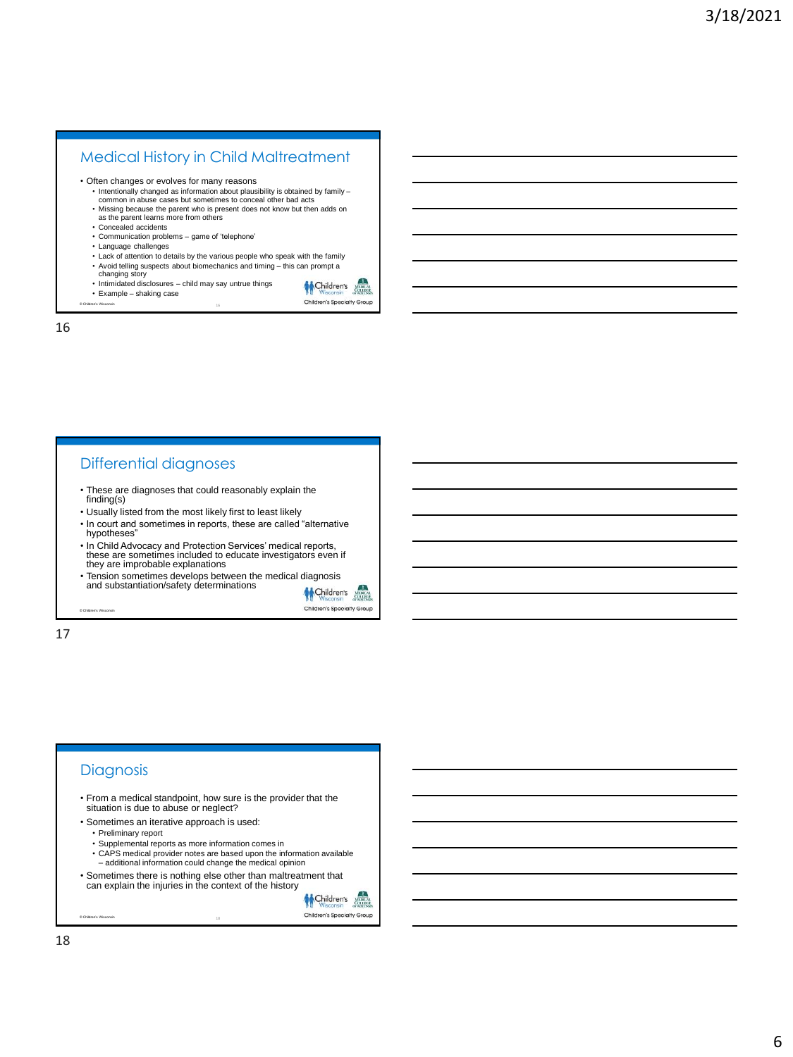## Medical History in Child Maltreatment

- Often changes or evolves for many reasons
  - Intentionally changed as information about plausibility is obtained by family – common in abuse cases but sometimes to conceal other bad acts
  - Missing because the parent who is present does not know but then adds on as the parent learns more from others
  - Concealed accidents
  - Communication problems – game of 'telephone'
  - Language challenges
  - Lack of attention to details by the various people who speak with the family
  - Avoid telling suspects about biomechanics and timing – this can prompt a changing story
  - Intimidated disclosures – child may say untrue things
  - Example – shaking case

16

## Differential diagnoses

- These are diagnoses that could reasonably explain the finding(s)
- Usually listed from the most likely first to least likely
- In court and sometimes in reports, these are called "alternative hypotheses"
- In Child Advocacy and Protection Services' medical reports, these are sometimes included to educate investigators even if they are improbable explanations
- Tension sometimes develops between the medical diagnosis and substantiation/safety determinations

17

## Diagnosis

- From a medical standpoint, how sure is the provider that the situation is due to abuse or neglect?
- Sometimes an iterative approach is used:
  - Preliminary report
  - Supplemental reports as more information comes in
  - CAPS medical provider notes are based upon the information available – additional information could change the medical opinion
- Sometimes there is nothing else other than maltreatment that can explain the injuries in the context of the history

18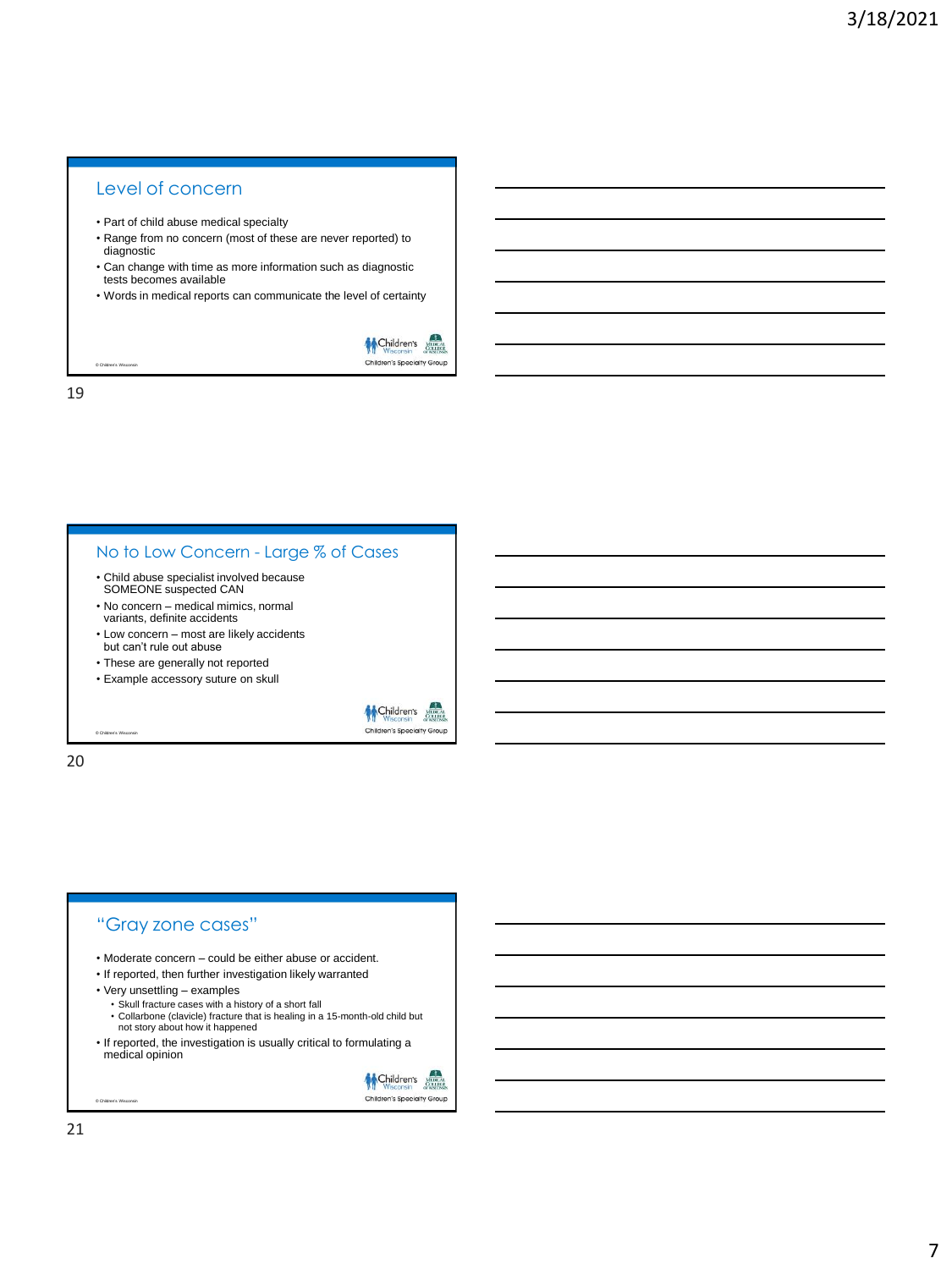## Level of concern

- Part of child abuse medical specialty
- Range from no concern (most of these are never reported) to diagnostic
- Can change with time as more information such as diagnostic tests becomes available
- Words in medical reports can communicate the level of certainty

## No to Low Concern - Large % of Cases

- Child abuse specialist involved because SOMEONE suspected CAN
- No concern – medical mimics, normal variants, definite accidents
- Low concern – most are likely accidents but can't rule out abuse
- These are generally not reported
- Example accessory suture on skull

## "Gray zone cases"

- Moderate concern – could be either abuse or accident.
- If reported, then further investigation likely warranted
- Very unsettling – examples
  - Skull fracture cases with a history of a short fall
  - Collarbone (clavicle) fracture that is healing in a 15-month-old child but not story about how it happened
- If reported, the investigation is usually critical to formulating a medical opinion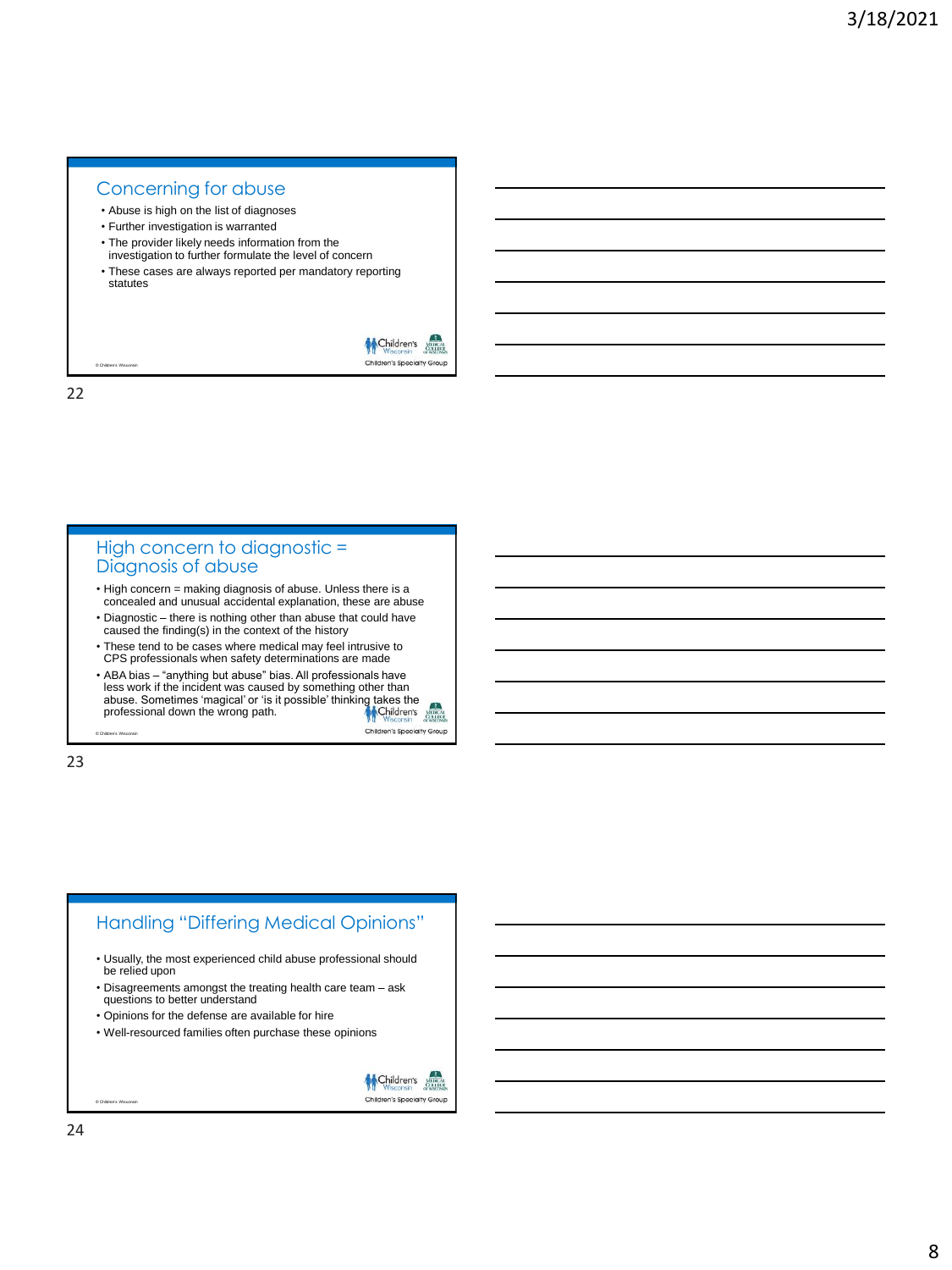## Concerning for abuse

- Abuse is high on the list of diagnoses
- Further investigation is warranted
- The provider likely needs information from the investigation to further formulate the level of concern
- These cases are always reported per mandatory reporting statutes

## High concern to diagnostic = Diagnosis of abuse

- High concern = making diagnosis of abuse. Unless there is a concealed and unusual accidental explanation, these are abuse
- Diagnostic – there is nothing other than abuse that could have caused the finding(s) in the context of the history
- These tend to be cases where medical may feel intrusive to CPS professionals when safety determinations are made
- ABA bias – "anything but abuse" bias. All professionals have less work if the incident was caused by something other than abuse. Sometimes 'magical' or 'is it possible' thinking takes the professional down the wrong path.

## Handling "Differing Medical Opinions"

- Usually, the most experienced child abuse professional should be relied upon
- Disagreements amongst the treating health care team – ask questions to better understand
- Opinions for the defense are available for hire
- Well-resourced families often purchase these opinions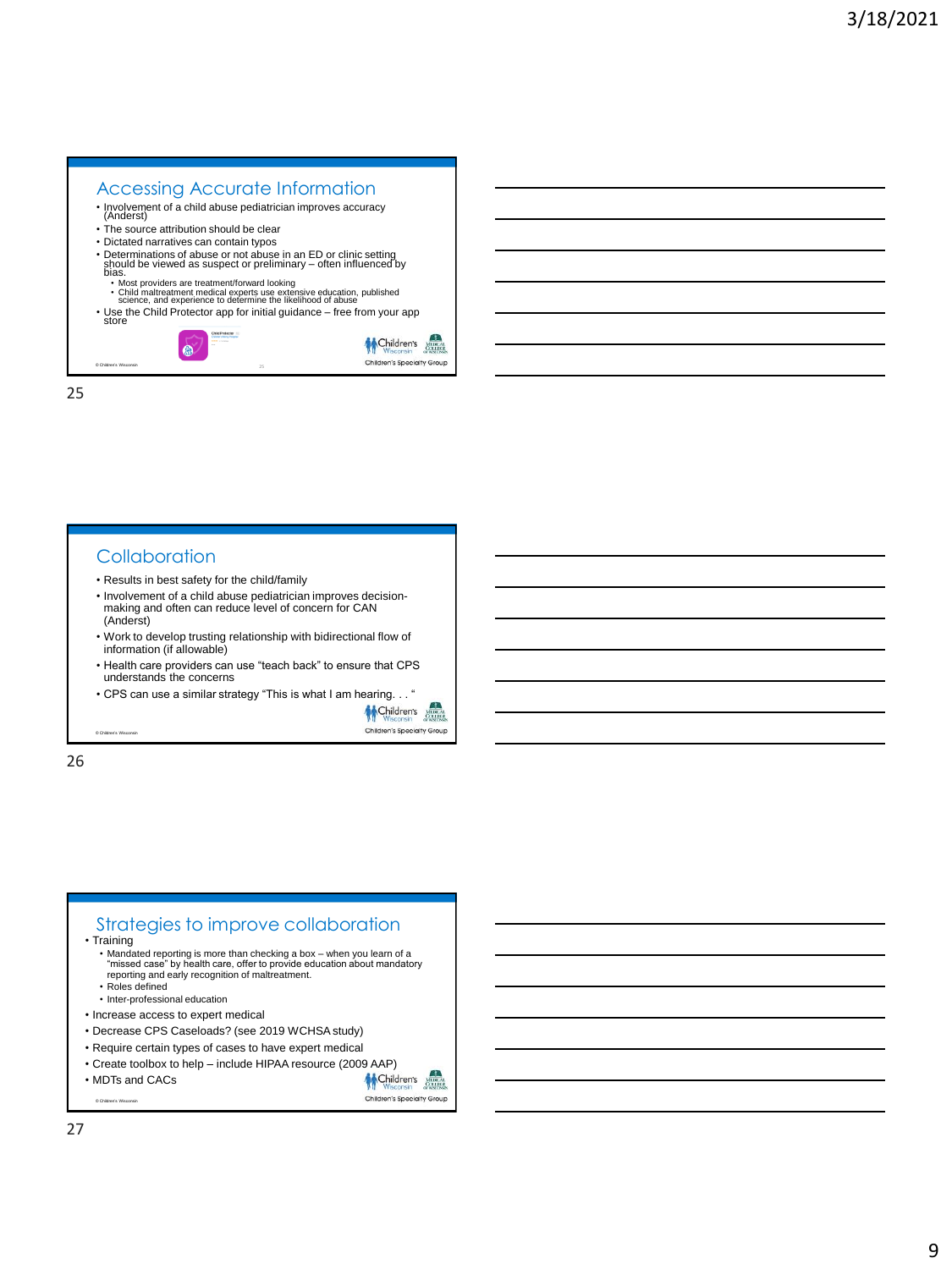## Accessing Accurate Information

- Involvement of a child abuse pediatrician improves accuracy (Anderst)
- The source attribution should be clear
- Dictated narratives can contain typos
- Determinations of abuse or not abuse in an ED or clinic setting should be viewed as suspect or preliminary – often influenced by bias.
  - Most providers are treatment/forward looking
  - Child maltreatment medical experts use extensive education, published science, and experience to determine the likelihood of abuse
- Use the Child Protector app for initial guidance – free from your app store

## Collaboration

- Results in best safety for the child/family
- Involvement of a child abuse pediatrician improves decision-making and often can reduce level of concern for CAN (Anderst)
- Work to develop trusting relationship with bidirectional flow of information (if allowable)
- Health care providers can use "teach back" to ensure that CPS understands the concerns
- CPS can use a similar strategy "This is what I am hearing. . . "

## Strategies to improve collaboration

- Training
  - Mandated reporting is more than checking a box – when you learn of a "missed case" by health care, offer to provide education about mandatory reporting and early recognition of maltreatment.
  - Roles defined
  - Inter-professional education
- Increase access to expert medical
- Decrease CPS Caseloads? (see 2019 WCHSA study)
- Require certain types of cases to have expert medical
- Create toolbox to help – include HIPAA resource (2009 AAP)
- MDTs and CACs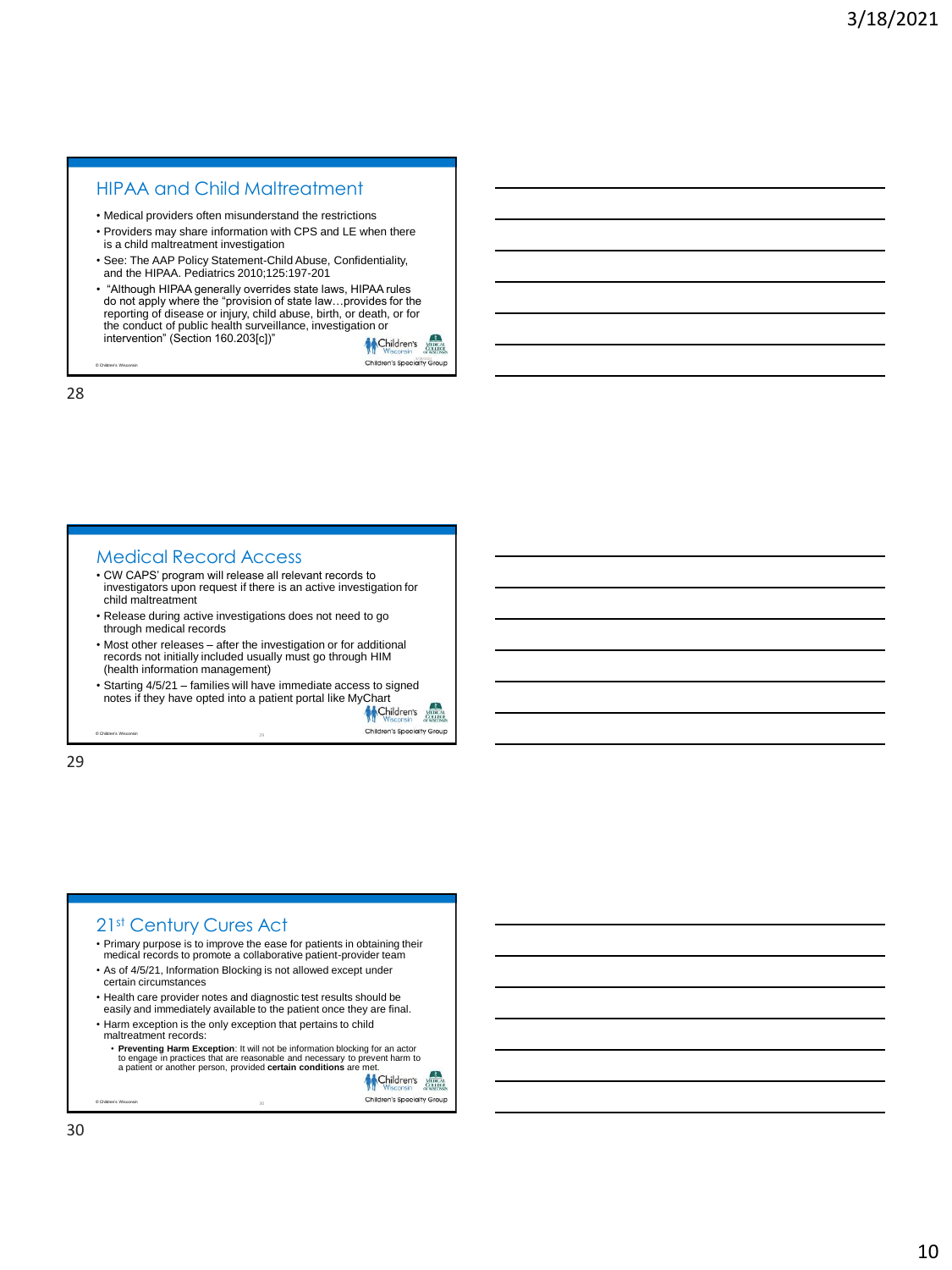## HIPAA and Child Maltreatment

- Medical providers often misunderstand the restrictions
- Providers may share information with CPS and LE when there is a child maltreatment investigation
- See: The AAP Policy Statement-Child Abuse, Confidentiality, and the HIPAA. Pediatrics 2010;125:197-201
- "Although HIPAA generally overrides state laws, HIPAA rules do not apply where the "provision of state law…provides for the reporting of disease or injury, child abuse, birth, or death, or for the conduct of public health surveillance, investigation or intervention" (Section 160.203[c])"

## Medical Record Access

- CW CAPS' program will release all relevant records to investigators upon request if there is an active investigation for child maltreatment
- Release during active investigations does not need to go through medical records
- Most other releases – after the investigation or for additional records not initially included usually must go through HIM (health information management)
- Starting 4/5/21 – families will have immediate access to signed notes if they have opted into a patient portal like MyChart

## 21st Century Cures Act

- Primary purpose is to improve the ease for patients in obtaining their medical records to promote a collaborative patient-provider team
- As of 4/5/21, Information Blocking is not allowed except under certain circumstances
- Health care provider notes and diagnostic test results should be easily and immediately available to the patient once they are final.
- Harm exception is the only exception that pertains to child maltreatment records:
  - **Preventing Harm Exception**: It will not be information blocking for an actor to engage in practices that are reasonable and necessary to prevent harm to a patient or another person, provided **certain conditions** are met.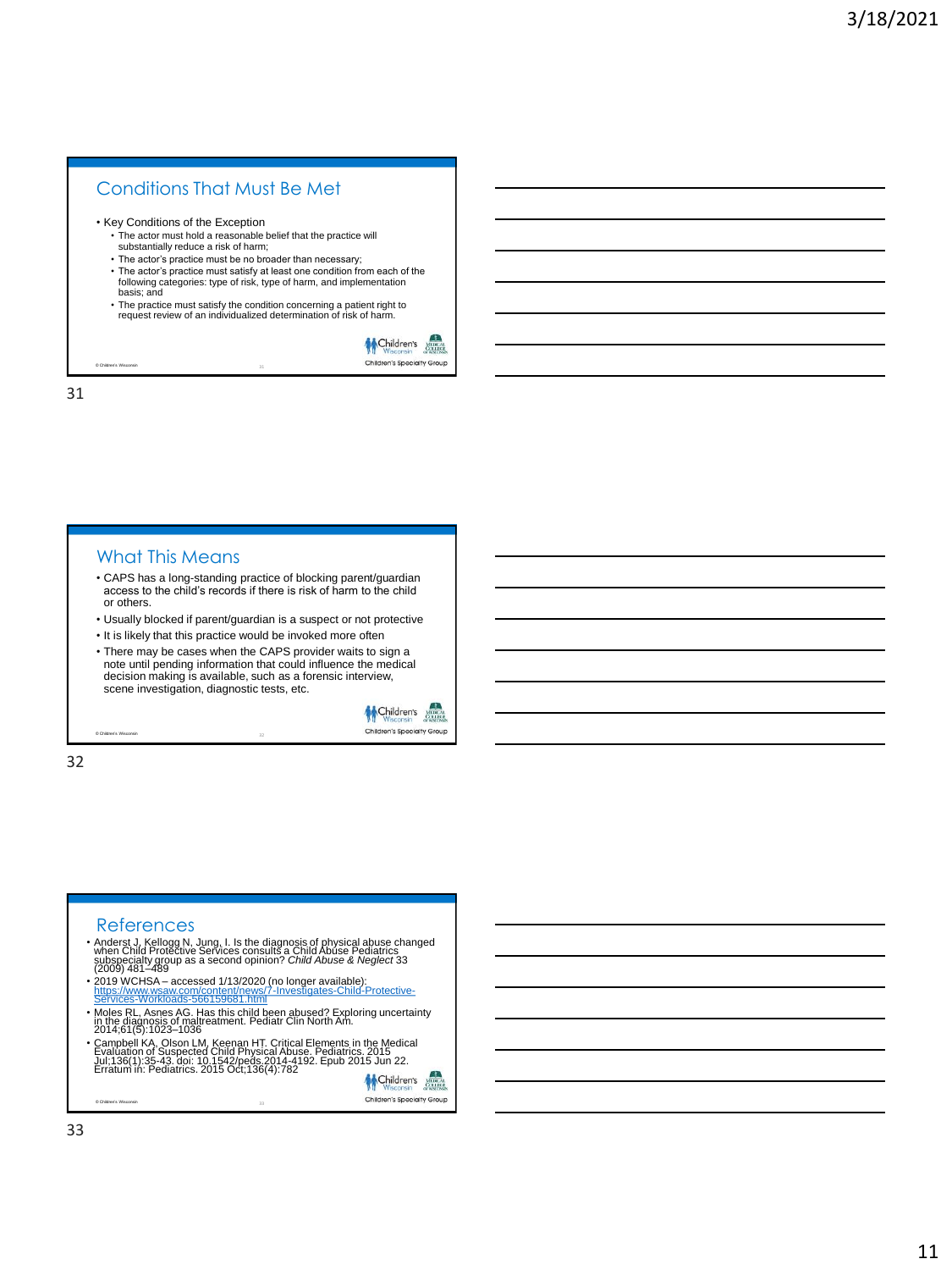## Conditions That Must Be Met

- Key Conditions of the Exception
  - The actor must hold a reasonable belief that the practice will substantially reduce a risk of harm;
  - The actor's practice must be no broader than necessary;
  - The actor's practice must satisfy at least one condition from each of the following categories: type of risk, type of harm, and implementation basis; and
  - The practice must satisfy the condition concerning a patient right to request review of an individualized determination of risk of harm.

## What This Means

- CAPS has a long-standing practice of blocking parent/guardian access to the child's records if there is risk of harm to the child or others.
- Usually blocked if parent/guardian is a suspect or not protective
- It is likely that this practice would be invoked more often
- There may be cases when the CAPS provider waits to sign a note until pending information that could influence the medical decision making is available, such as a forensic interview, scene investigation, diagnostic tests, etc.

## References

- Anderst J, Kellogg N, Jung, I. Is the diagnosis of physical abuse changed when Child Protective Services consults a Child Abuse Pediatrics subspecialty group as a second opinion? *Child Abuse & Neglect* 33 (2009) 481–489
- 2019 WCHSA – accessed 1/13/2020 (no longer available): https://www.wsaw.com/content/news/7-Investigates-Child-Protective-Services-Workloads-566159681.html
- Moles RL, Asnes AG. Has this child been abused? Exploring uncertainty in the diagnosis of maltreatment. Pediatr Clin North Am. 2014;61(5):1023–1036
- Campbell KA, Olson LM, Keenan HT. Critical Elements in the Medical Evaluation of Suspected Child Physical Abuse. Pediatrics. 2015 Jul;136(1):35-43. doi: 10.1542/peds.2014-4192. Epub 2015 Jun 22. Erratum in: Pediatrics. 2015 Oct;136(4):782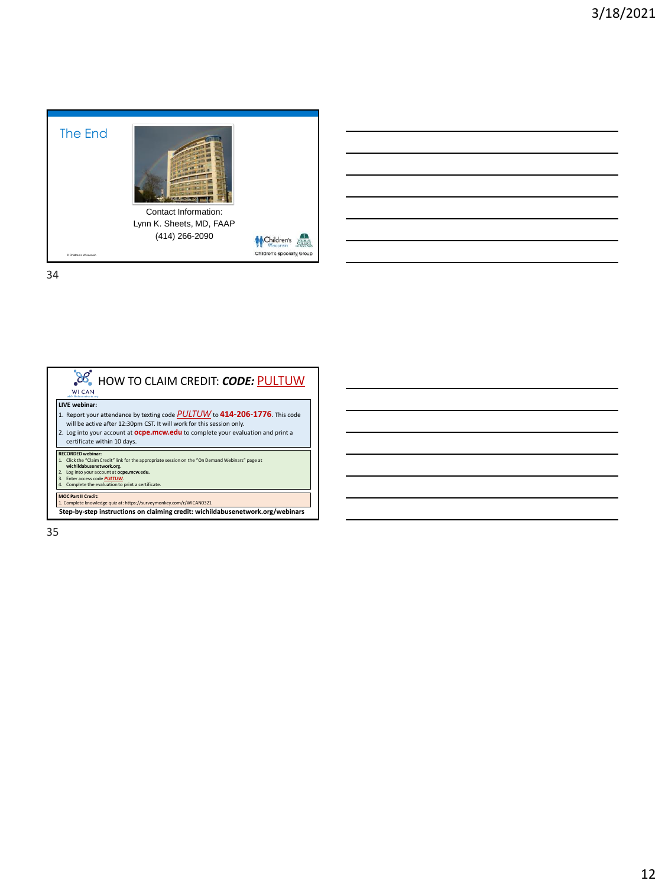## The End

Contact Information:
Lynn K. Sheets, MD, FAAP
(414) 266-2090

Children's Wisconsin

Children's Specialty Group

© Children's Wisconsin

## HOW TO CLAIM CREDIT: ***CODE:*** PULTUW

WI CAN

**LIVE webinar:**

1. Report your attendance by texting code *PULTUW* to **414-206-1776**. This code will be active after 12:30pm CST. It will work for this session only.
2. Log into your account at **ocpe.mcw.edu** to complete your evaluation and print a certificate within 10 days.

**RECORDED webinar:**

1. Click the "Claim Credit" link for the appropriate session on the "On Demand Webinars" page at **wichildabusenetwork.org.**
2. Log into your account at **ocpe.mcw.edu.**
3. Enter access code *PULTUW*.
4. Complete the evaluation to print a certificate.

**MOC Part II Credit:**

1. Complete knowledge quiz at: https://surveymonkey.com/r/WICAN0321

**Step-by-step instructions on claiming credit: wichildabusenetwork.org/webinars**